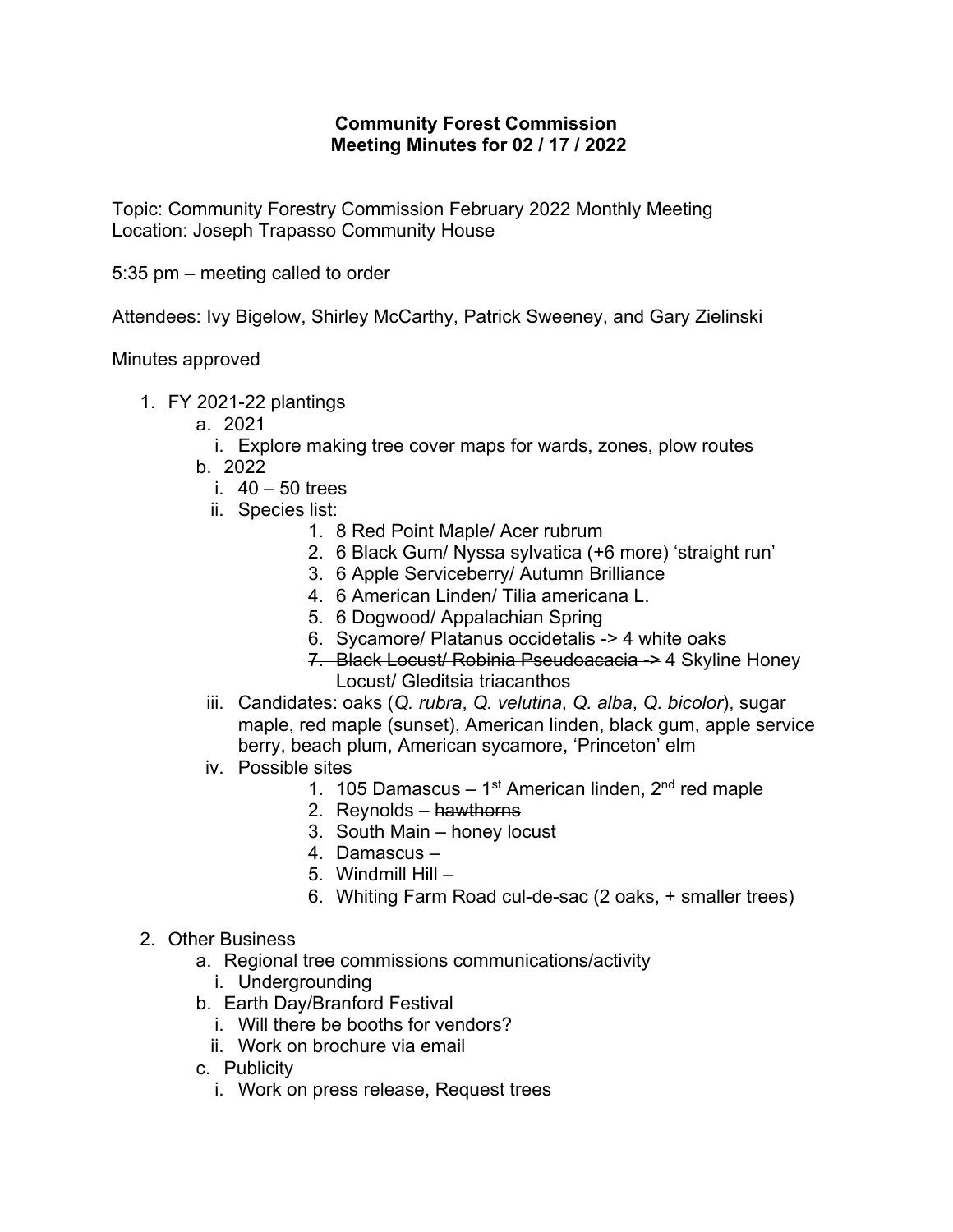**Community Forest Commission**
**Meeting Minutes for 02 / 17 / 2022**

Topic: Community Forestry Commission February 2022 Monthly Meeting
Location: Joseph Trapasso Community House

5:35 pm – meeting called to order

Attendees: Ivy Bigelow, Shirley McCarthy, Patrick Sweeney, and Gary Zielinski

Minutes approved

1. FY 2021-22 plantings
   a. 2021
      i. Explore making tree cover maps for wards, zones, plow routes
   b. 2022
      i. 40 – 50 trees
      ii. Species list:
         1. 8 Red Point Maple/ Acer rubrum
         2. 6 Black Gum/ Nyssa sylvatica (+6 more) 'straight run'
         3. 6 Apple Serviceberry/ Autumn Brilliance
         4. 6 American Linden/ Tilia americana L.
         5. 6 Dogwood/ Appalachian Spring
         6. ~~Sycamore/ Platanus occidetalis~~ -> 4 white oaks
         7. ~~Black Locust/ Robinia Pseudoacacia~~ -> 4 Skyline Honey Locust/ Gleditsia triacanthos
      iii. Candidates: oaks (*Q. rubra*, *Q. velutina*, *Q. alba*, *Q. bicolor*), sugar maple, red maple (sunset), American linden, black gum, apple service berry, beach plum, American sycamore, 'Princeton' elm
      iv. Possible sites
         1. 105 Damascus – 1st American linden, 2nd red maple
         2. Reynolds – ~~hawthorns~~
         3. South Main – honey locust
         4. Damascus –
         5. Windmill Hill –
         6. Whiting Farm Road cul-de-sac (2 oaks, + smaller trees)

2. Other Business
   a. Regional tree commissions communications/activity
      i. Undergrounding
   b. Earth Day/Branford Festival
      i. Will there be booths for vendors?
      ii. Work on brochure via email
   c. Publicity
      i. Work on press release, Request trees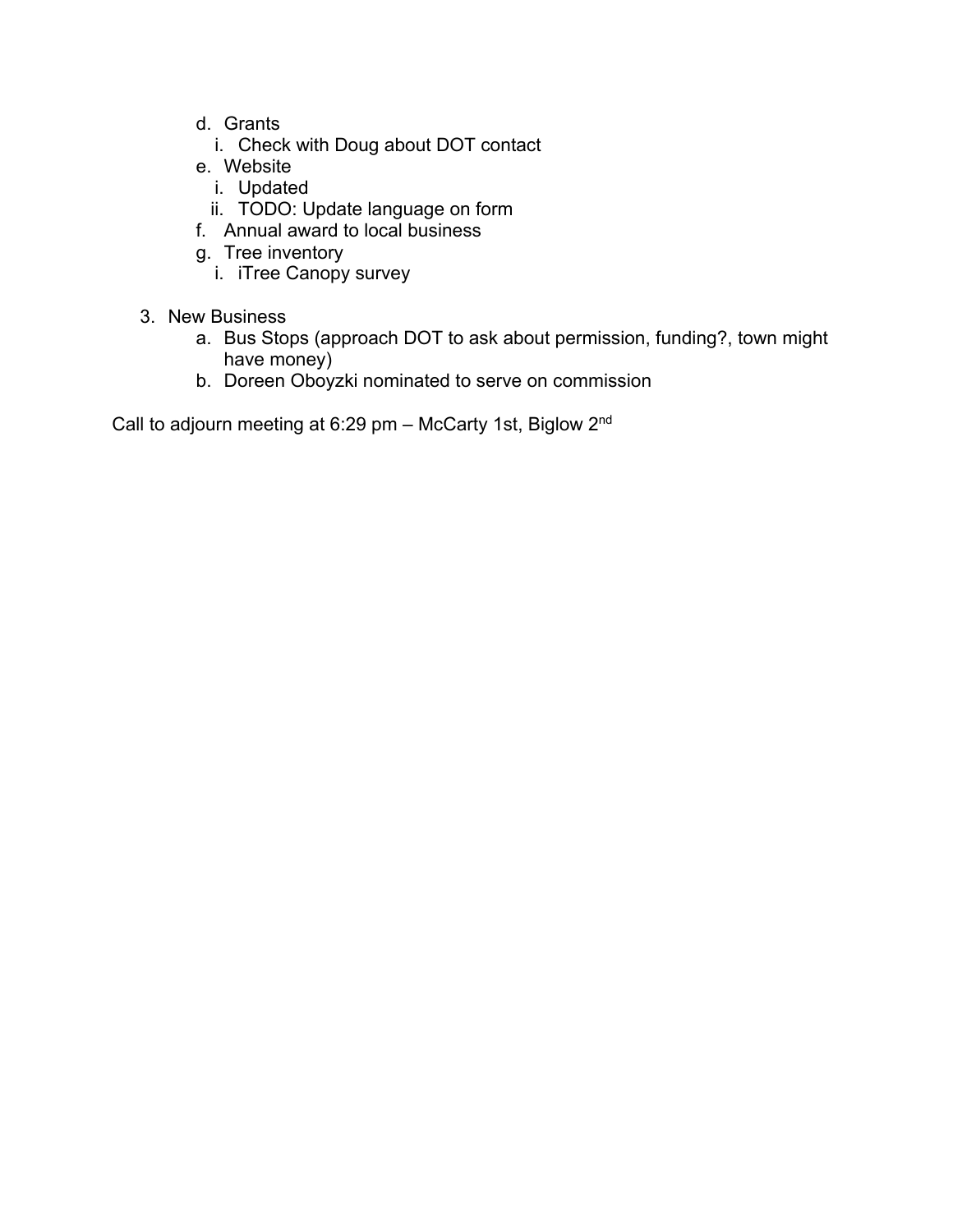d. Grants
      i. Check with Doug about DOT contact
   e. Website
      i. Updated
      ii. TODO: Update language on form
   f. Annual award to local business
   g. Tree inventory
      i. iTree Canopy survey

3. New Business
   a. Bus Stops (approach DOT to ask about permission, funding?, town might have money)
   b. Doreen Oboyzki nominated to serve on commission

Call to adjourn meeting at 6:29 pm – McCarty 1st, Biglow 2nd